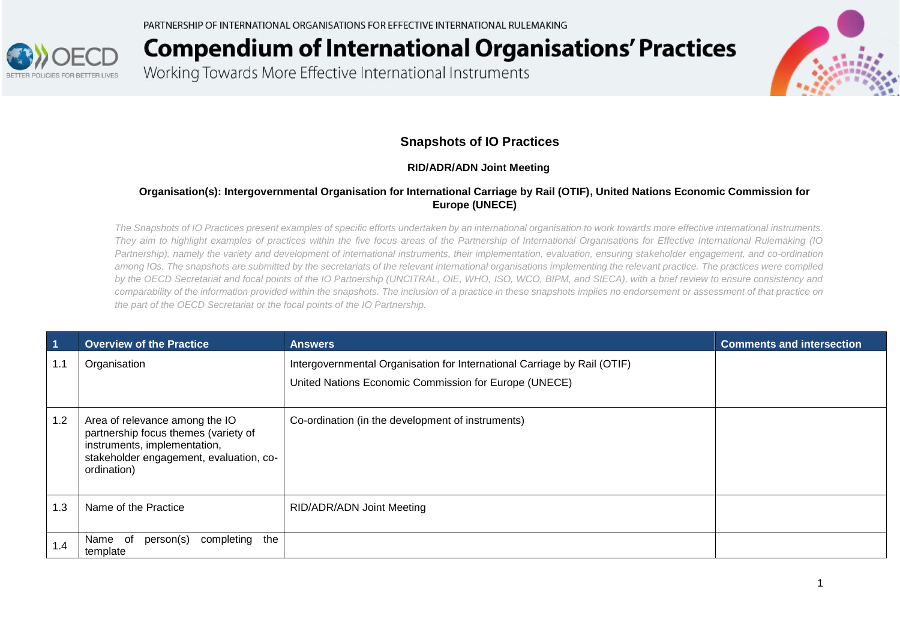PARTNERSHIP OF INTERNATIONAL ORGANISATIONS FOR EFFECTIVE INTERNATIONAL RULEMAKING

# Compendium of International Organisations' Practices

Working Towards More Effective International Instruments

## Snapshots of IO Practices

### RID/ADR/ADN Joint Meeting

**Organisation(s): Intergovernmental Organisation for International Carriage by Rail (OTIF), United Nations Economic Commission for Europe (UNECE)**

*The Snapshots of IO Practices present examples of specific efforts undertaken by an international organisation to work towards more effective international instruments. They aim to highlight examples of practices within the five focus areas of the Partnership of International Organisations for Effective International Rulemaking (IO Partnership), namely the variety and development of international instruments, their implementation, evaluation, ensuring stakeholder engagement, and co-ordination among IOs. The snapshots are submitted by the secretariats of the relevant international organisations implementing the relevant practice. The practices were compiled by the OECD Secretariat and focal points of the IO Partnership (UNCITRAL, OIE, WHO, ISO, WCO, BIPM, and SIECA), with a brief review to ensure consistency and comparability of the information provided within the snapshots. The inclusion of a practice in these snapshots implies no endorsement or assessment of that practice on the part of the OECD Secretariat or the focal points of the IO Partnership.*

| 1 | Overview of the Practice | Answers | Comments and intersection |
|---|---|---|---|
| 1.1 | Organisation | Intergovernmental Organisation for International Carriage by Rail (OTIF)<br>United Nations Economic Commission for Europe (UNECE) | |
| 1.2 | Area of relevance among the IO partnership focus themes (variety of instruments, implementation, stakeholder engagement, evaluation, co-ordination) | Co-ordination (in the development of instruments) | |
| 1.3 | Name of the Practice | RID/ADR/ADN Joint Meeting | |
| 1.4 | Name of person(s) completing the template | | |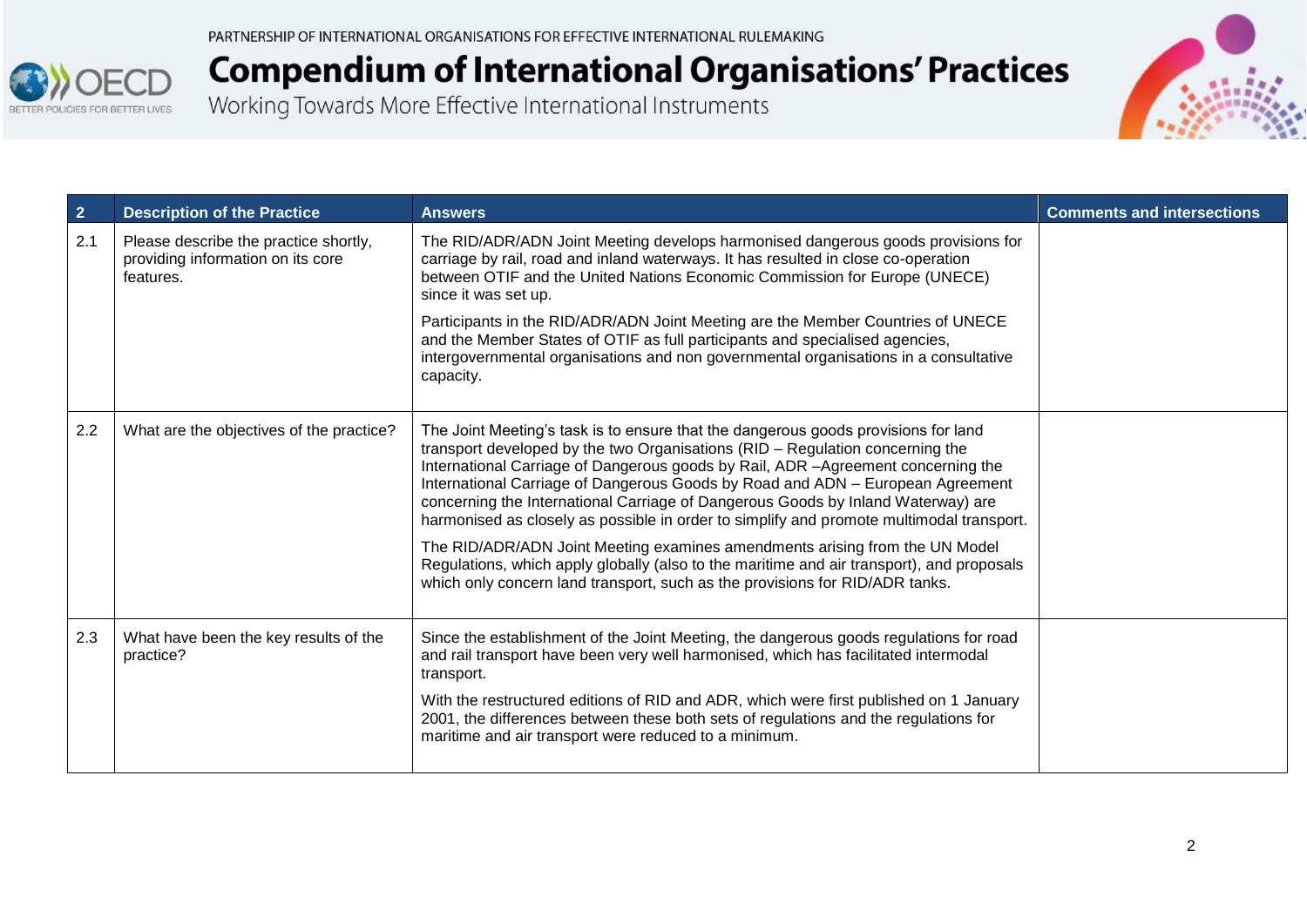| 2 | Description of the Practice | Answers | Comments and intersections |
| --- | --- | --- | --- |
| 2.1 | Please describe the practice shortly, providing information on its core features. | The RID/ADR/ADN Joint Meeting develops harmonised dangerous goods provisions for carriage by rail, road and inland waterways. It has resulted in close co-operation between OTIF and the United Nations Economic Commission for Europe (UNECE) since it was set up.<br><br>Participants in the RID/ADR/ADN Joint Meeting are the Member Countries of UNECE and the Member States of OTIF as full participants and specialised agencies, intergovernmental organisations and non governmental organisations in a consultative capacity. | |
| 2.2 | What are the objectives of the practice? | The Joint Meeting's task is to ensure that the dangerous goods provisions for land transport developed by the two Organisations (RID – Regulation concerning the International Carriage of Dangerous goods by Rail, ADR –Agreement concerning the International Carriage of Dangerous Goods by Road and ADN – European Agreement concerning the International Carriage of Dangerous Goods by Inland Waterway) are harmonised as closely as possible in order to simplify and promote multimodal transport.<br><br>The RID/ADR/ADN Joint Meeting examines amendments arising from the UN Model Regulations, which apply globally (also to the maritime and air transport), and proposals which only concern land transport, such as the provisions for RID/ADR tanks. | |
| 2.3 | What have been the key results of the practice? | Since the establishment of the Joint Meeting, the dangerous goods regulations for road and rail transport have been very well harmonised, which has facilitated intermodal transport.<br><br>With the restructured editions of RID and ADR, which were first published on 1 January 2001, the differences between these both sets of regulations and the regulations for maritime and air transport were reduced to a minimum. | |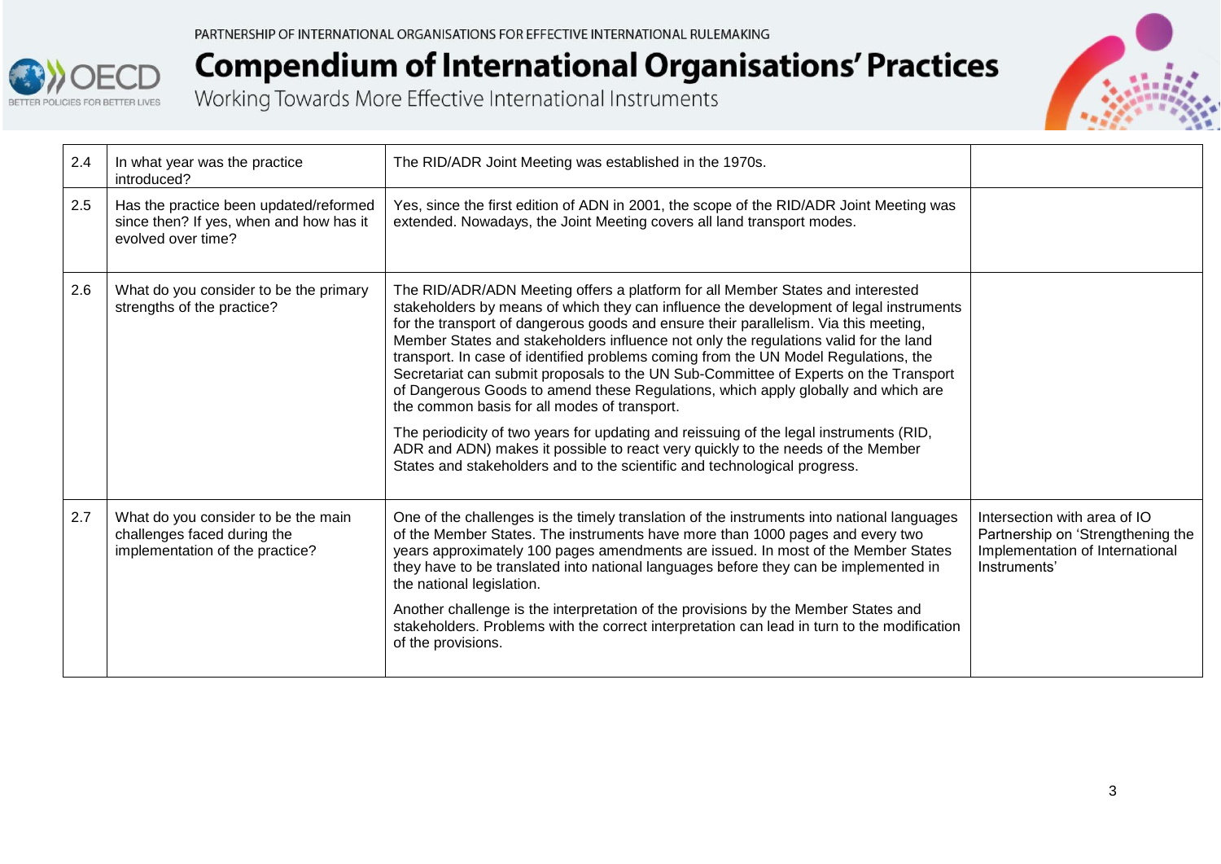| | | | |
|---|---|---|---|
| 2.4 | In what year was the practice introduced? | The RID/ADR Joint Meeting was established in the 1970s. | |
| 2.5 | Has the practice been updated/reformed since then? If yes, when and how has it evolved over time? | Yes, since the first edition of ADN in 2001, the scope of the RID/ADR Joint Meeting was extended. Nowadays, the Joint Meeting covers all land transport modes. | |
| 2.6 | What do you consider to be the primary strengths of the practice? | The RID/ADR/ADN Meeting offers a platform for all Member States and interested stakeholders by means of which they can influence the development of legal instruments for the transport of dangerous goods and ensure their parallelism. Via this meeting, Member States and stakeholders influence not only the regulations valid for the land transport. In case of identified problems coming from the UN Model Regulations, the Secretariat can submit proposals to the UN Sub-Committee of Experts on the Transport of Dangerous Goods to amend these Regulations, which apply globally and which are the common basis for all modes of transport.<br><br>The periodicity of two years for updating and reissuing of the legal instruments (RID, ADR and ADN) makes it possible to react very quickly to the needs of the Member States and stakeholders and to the scientific and technological progress. | |
| 2.7 | What do you consider to be the main challenges faced during the implementation of the practice? | One of the challenges is the timely translation of the instruments into national languages of the Member States. The instruments have more than 1000 pages and every two years approximately 100 pages amendments are issued. In most of the Member States they have to be translated into national languages before they can be implemented in the national legislation.<br><br>Another challenge is the interpretation of the provisions by the Member States and stakeholders. Problems with the correct interpretation can lead in turn to the modification of the provisions. | Intersection with area of IO Partnership on 'Strengthening the Implementation of International Instruments' |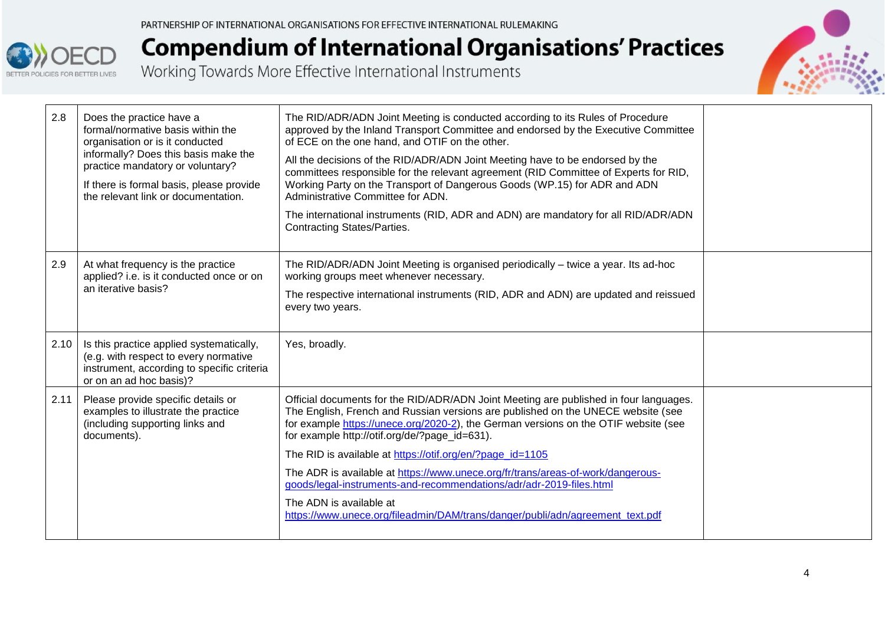| | | | |
|---|---|---|---|
| 2.8 | Does the practice have a formal/normative basis within the organisation or is it conducted informally? Does this basis make the practice mandatory or voluntary?<br><br>If there is formal basis, please provide the relevant link or documentation. | The RID/ADR/ADN Joint Meeting is conducted according to its Rules of Procedure approved by the Inland Transport Committee and endorsed by the Executive Committee of ECE on the one hand, and OTIF on the other.<br><br>All the decisions of the RID/ADR/ADN Joint Meeting have to be endorsed by the committees responsible for the relevant agreement (RID Committee of Experts for RID, Working Party on the Transport of Dangerous Goods (WP.15) for ADR and ADN Administrative Committee for ADN.<br><br>The international instruments (RID, ADR and ADN) are mandatory for all RID/ADR/ADN Contracting States/Parties. | |
| 2.9 | At what frequency is the practice applied? i.e. is it conducted once or on an iterative basis? | The RID/ADR/ADN Joint Meeting is organised periodically – twice a year. Its ad-hoc working groups meet whenever necessary.<br><br>The respective international instruments (RID, ADR and ADN) are updated and reissued every two years. | |
| 2.10 | Is this practice applied systematically, (e.g. with respect to every normative instrument, according to specific criteria or on an ad hoc basis)? | Yes, broadly. | |
| 2.11 | Please provide specific details or examples to illustrate the practice (including supporting links and documents). | Official documents for the RID/ADR/ADN Joint Meeting are published in four languages. The English, French and Russian versions are published on the UNECE website (see for example https://unece.org/2020-2), the German versions on the OTIF website (see for example http://otif.org/de/?page_id=631).<br><br>The RID is available at https://otif.org/en/?page_id=1105<br><br>The ADR is available at https://www.unece.org/fr/trans/areas-of-work/dangerous-goods/legal-instruments-and-recommendations/adr/adr-2019-files.html<br><br>The ADN is available at https://www.unece.org/fileadmin/DAM/trans/danger/publi/adn/agreement_text.pdf | |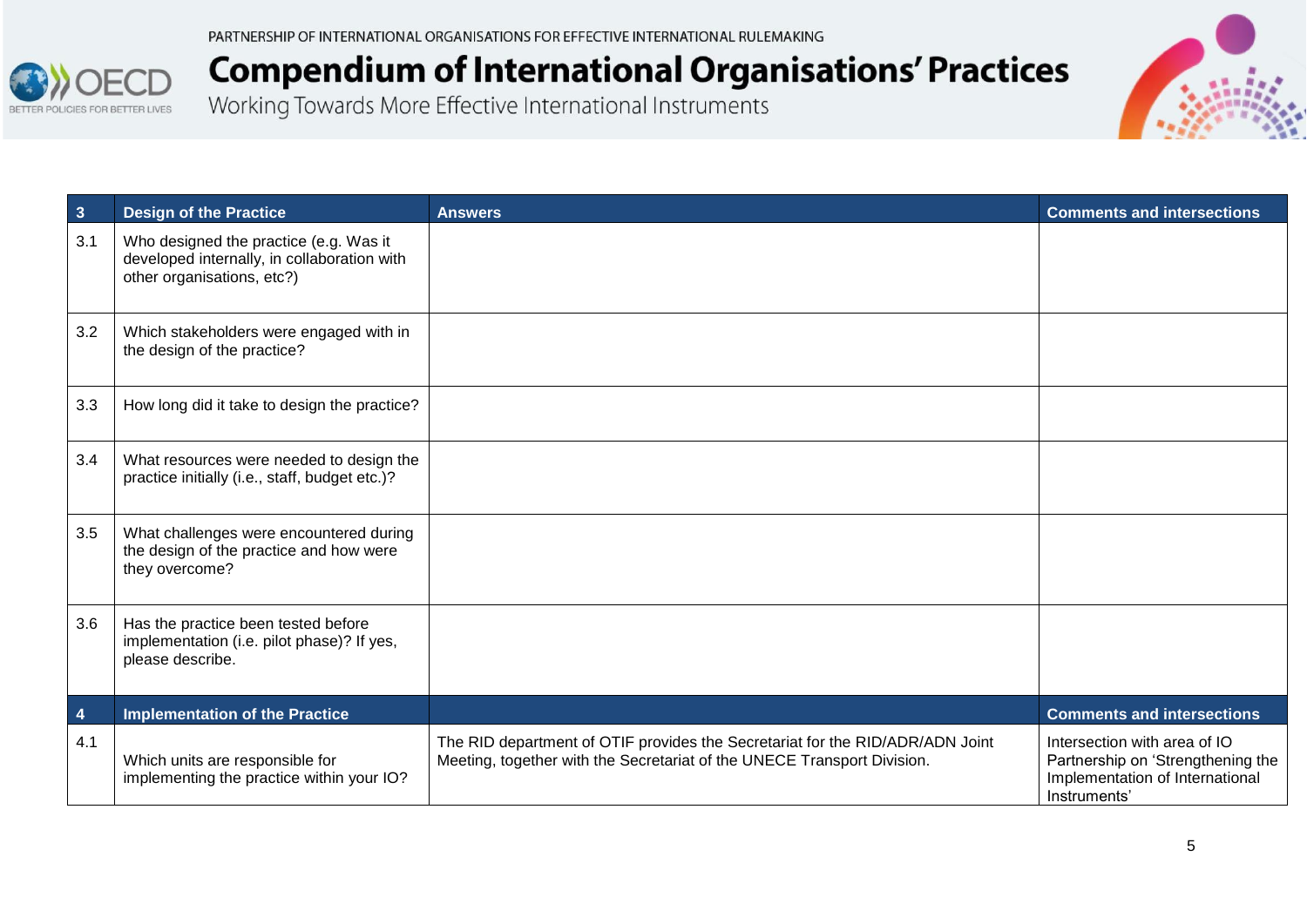| 3 | Design of the Practice | Answers | Comments and intersections |
|---|---|---|---|
| 3.1 | Who designed the practice (e.g. Was it developed internally, in collaboration with other organisations, etc?) | | |
| 3.2 | Which stakeholders were engaged with in the design of the practice? | | |
| 3.3 | How long did it take to design the practice? | | |
| 3.4 | What resources were needed to design the practice initially (i.e., staff, budget etc.)? | | |
| 3.5 | What challenges were encountered during the design of the practice and how were they overcome? | | |
| 3.6 | Has the practice been tested before implementation (i.e. pilot phase)? If yes, please describe. | | |
| **4** | **Implementation of the Practice** | | **Comments and intersections** |
| 4.1 | Which units are responsible for implementing the practice within your IO? | The RID department of OTIF provides the Secretariat for the RID/ADR/ADN Joint Meeting, together with the Secretariat of the UNECE Transport Division. | Intersection with area of IO Partnership on 'Strengthening the Implementation of International Instruments' |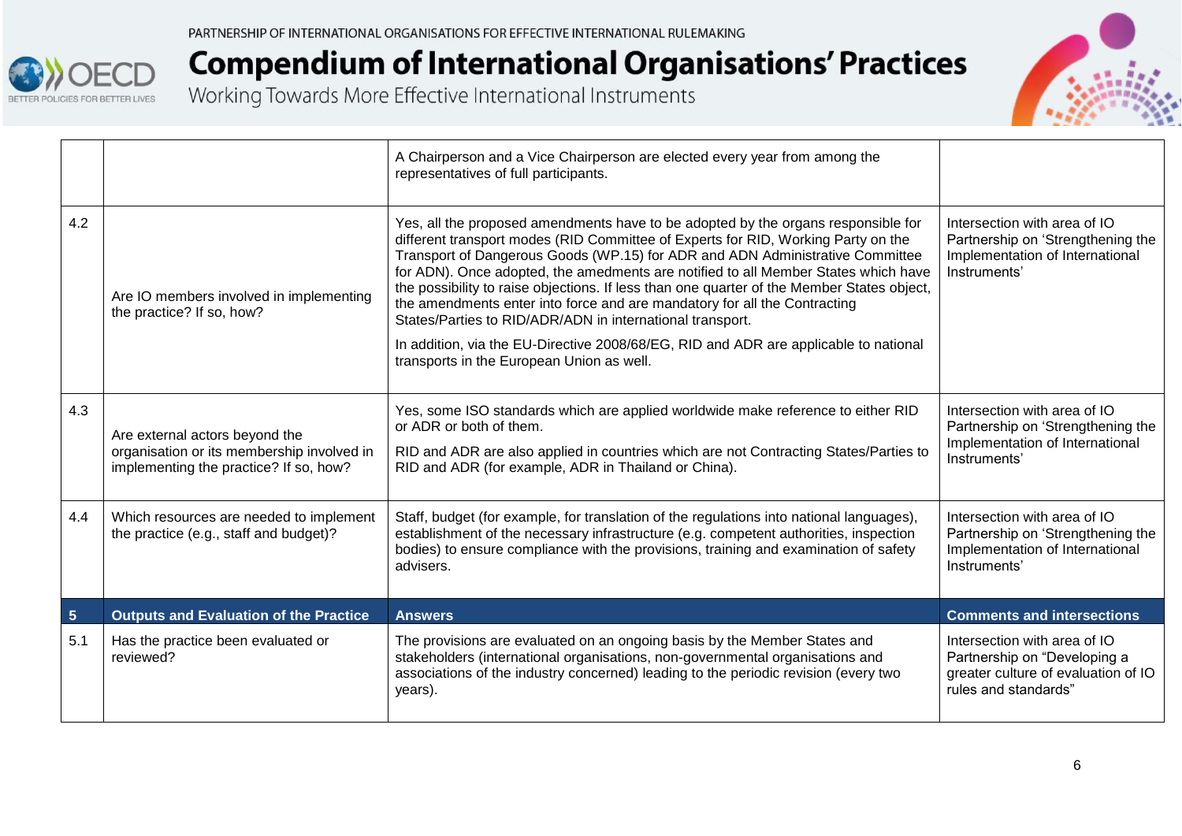| | | | |
|---|---|---|---|
| | | A Chairperson and a Vice Chairperson are elected every year from among the representatives of full participants. | |
| 4.2 | Are IO members involved in implementing the practice? If so, how? | Yes, all the proposed amendments have to be adopted by the organs responsible for different transport modes (RID Committee of Experts for RID, Working Party on the Transport of Dangerous Goods (WP.15) for ADR and ADN Administrative Committee for ADN). Once adopted, the amedments are notified to all Member States which have the possibility to raise objections. If less than one quarter of the Member States object, the amendments enter into force and are mandatory for all the Contracting States/Parties to RID/ADR/ADN in international transport.<br><br>In addition, via the EU-Directive 2008/68/EG, RID and ADR are applicable to national transports in the European Union as well. | Intersection with area of IO Partnership on 'Strengthening the Implementation of International Instruments' |
| 4.3 | Are external actors beyond the organisation or its membership involved in implementing the practice? If so, how? | Yes, some ISO standards which are applied worldwide make reference to either RID or ADR or both of them.<br><br>RID and ADR are also applied in countries which are not Contracting States/Parties to RID and ADR (for example, ADR in Thailand or China). | Intersection with area of IO Partnership on 'Strengthening the Implementation of International Instruments' |
| 4.4 | Which resources are needed to implement the practice (e.g., staff and budget)? | Staff, budget (for example, for translation of the regulations into national languages), establishment of the necessary infrastructure (e.g. competent authorities, inspection bodies) to ensure compliance with the provisions, training and examination of safety advisers. | Intersection with area of IO Partnership on 'Strengthening the Implementation of International Instruments' |
| **5** | **Outputs and Evaluation of the Practice** | **Answers** | **Comments and intersections** |
| 5.1 | Has the practice been evaluated or reviewed? | The provisions are evaluated on an ongoing basis by the Member States and stakeholders (international organisations, non-governmental organisations and associations of the industry concerned) leading to the periodic revision (every two years). | Intersection with area of IO Partnership on "Developing a greater culture of evaluation of IO rules and standards" |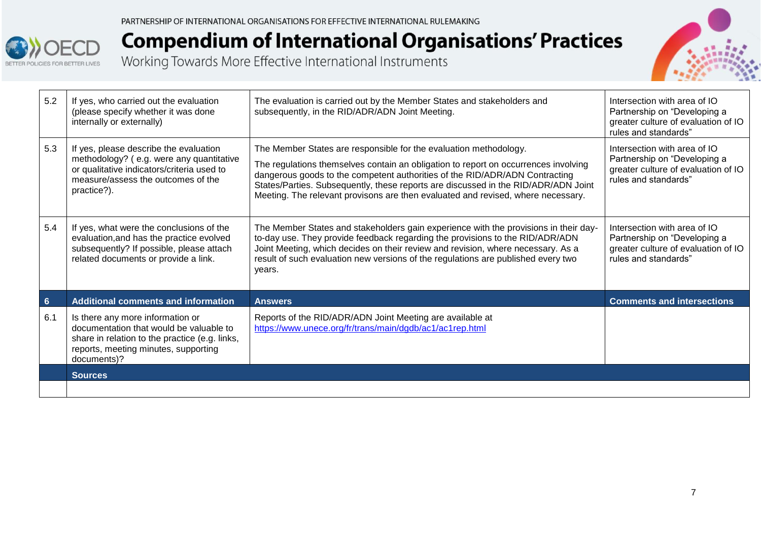| | | | |
|---|---|---|---|
| 5.2 | If yes, who carried out the evaluation (please specify whether it was done internally or externally) | The evaluation is carried out by the Member States and stakeholders and subsequently, in the RID/ADR/ADN Joint Meeting. | Intersection with area of IO Partnership on "Developing a greater culture of evaluation of IO rules and standards" |
| 5.3 | If yes, please describe the evaluation methodology? ( e.g. were any quantitative or qualitative indicators/criteria used to measure/assess the outcomes of the practice?). | The Member States are responsible for the evaluation methodology.<br>The regulations themselves contain an obligation to report on occurrences involving dangerous goods to the competent authorities of the RID/ADR/ADN Contracting States/Parties. Subsequently, these reports are discussed in the RID/ADR/ADN Joint Meeting. The relevant provisons are then evaluated and revised, where necessary. | Intersection with area of IO Partnership on "Developing a greater culture of evaluation of IO rules and standards" |
| 5.4 | If yes, what were the conclusions of the evaluation,and has the practice evolved subsequently? If possible, please attach related documents or provide a link. | The Member States and stakeholders gain experience with the provisions in their day-to-day use. They provide feedback regarding the provisions to the RID/ADR/ADN Joint Meeting, which decides on their review and revision, where necessary. As a result of such evaluation new versions of the regulations are published every two years. | Intersection with area of IO Partnership on "Developing a greater culture of evaluation of IO rules and standards" |
| **6** | **Additional comments and information** | **Answers** | **Comments and intersections** |
| 6.1 | Is there any more information or documentation that would be valuable to share in relation to the practice (e.g. links, reports, meeting minutes, supporting documents)? | Reports of the RID/ADR/ADN Joint Meeting are available at https://www.unece.org/fr/trans/main/dgdb/ac1/ac1rep.html | |
| | **Sources** | | |
| | | | |